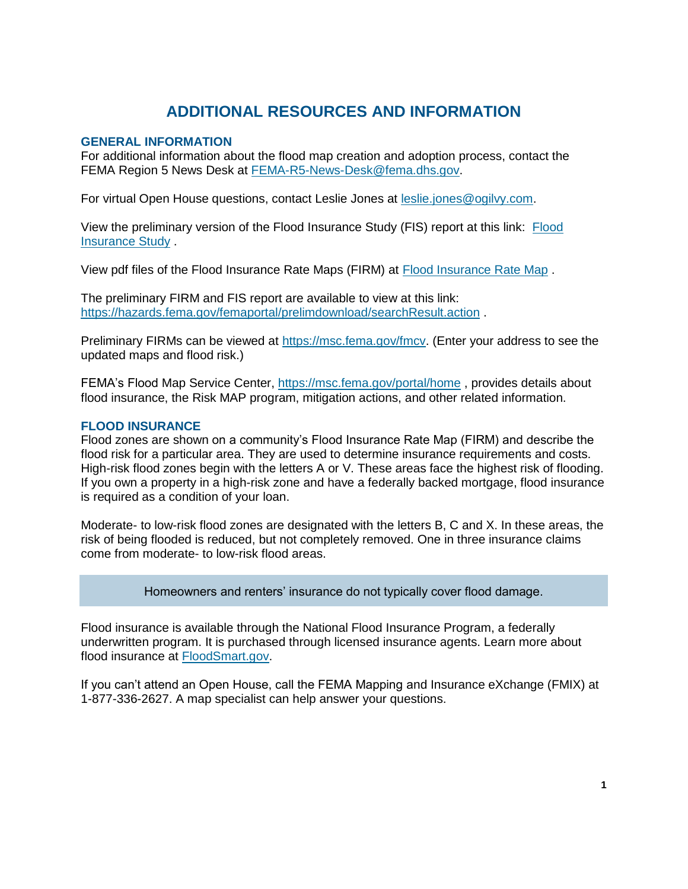# ADDITIONAL RESOURCES AND INFORMATION

## GENERAL INFORMATION

For additional information about the flood map creation and adoption process, contact the FEMA Region 5 News Desk at FEMA-R5-News-Desk@fema.dhs.gov.

For virtual Open House questions, contact Leslie Jones at leslie.jones@ogilvy.com.

View the preliminary version of the Flood Insurance Study (FIS) report at this link: Flood Insurance Study .

View pdf files of the Flood Insurance Rate Maps (FIRM) at Flood Insurance Rate Map .

The preliminary FIRM and FIS report are available to view at this link: https://hazards.fema.gov/femaportal/prelimdownload/searchResult.action .

Preliminary FIRMs can be viewed at https://msc.fema.gov/fmcv. (Enter your address to see the updated maps and flood risk.)

FEMA's Flood Map Service Center, https://msc.fema.gov/portal/home , provides details about flood insurance, the Risk MAP program, mitigation actions, and other related information.

## FLOOD INSURANCE

Flood zones are shown on a community's Flood Insurance Rate Map (FIRM) and describe the flood risk for a particular area. They are used to determine insurance requirements and costs. High-risk flood zones begin with the letters A or V. These areas face the highest risk of flooding. If you own a property in a high-risk zone and have a federally backed mortgage, flood insurance is required as a condition of your loan.

Moderate- to low-risk flood zones are designated with the letters B, C and X. In these areas, the risk of being flooded is reduced, but not completely removed. One in three insurance claims come from moderate- to low-risk flood areas.

> Homeowners and renters' insurance do not typically cover flood damage.

Flood insurance is available through the National Flood Insurance Program, a federally underwritten program. It is purchased through licensed insurance agents. Learn more about flood insurance at FloodSmart.gov.

If you can't attend an Open House, call the FEMA Mapping and Insurance eXchange (FMIX) at 1-877-336-2627. A map specialist can help answer your questions.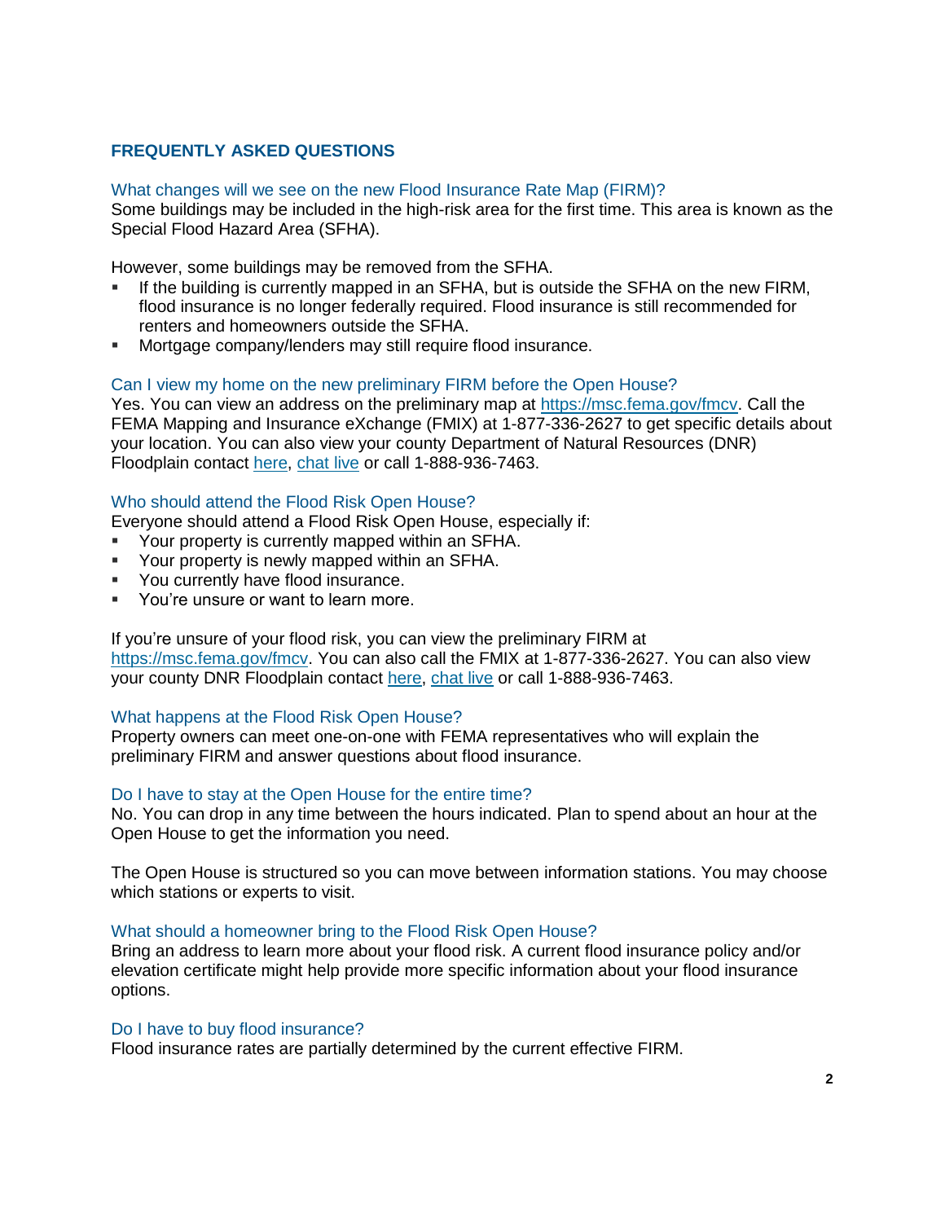## FREQUENTLY ASKED QUESTIONS

### What changes will we see on the new Flood Insurance Rate Map (FIRM)?

Some buildings may be included in the high-risk area for the first time. This area is known as the Special Flood Hazard Area (SFHA).

However, some buildings may be removed from the SFHA.

- If the building is currently mapped in an SFHA, but is outside the SFHA on the new FIRM, flood insurance is no longer federally required. Flood insurance is still recommended for renters and homeowners outside the SFHA.
- Mortgage company/lenders may still require flood insurance.

### Can I view my home on the new preliminary FIRM before the Open House?

Yes. You can view an address on the preliminary map at https://msc.fema.gov/fmcv. Call the FEMA Mapping and Insurance eXchange (FMIX) at 1-877-336-2627 to get specific details about your location. You can also view your county Department of Natural Resources (DNR) Floodplain contact here, chat live or call 1-888-936-7463.

### Who should attend the Flood Risk Open House?

Everyone should attend a Flood Risk Open House, especially if:

- Your property is currently mapped within an SFHA.
- Your property is newly mapped within an SFHA.
- You currently have flood insurance.
- You're unsure or want to learn more.

If you're unsure of your flood risk, you can view the preliminary FIRM at https://msc.fema.gov/fmcv. You can also call the FMIX at 1-877-336-2627. You can also view your county DNR Floodplain contact here, chat live or call 1-888-936-7463.

### What happens at the Flood Risk Open House?

Property owners can meet one-on-one with FEMA representatives who will explain the preliminary FIRM and answer questions about flood insurance.

### Do I have to stay at the Open House for the entire time?

No. You can drop in any time between the hours indicated. Plan to spend about an hour at the Open House to get the information you need.

The Open House is structured so you can move between information stations. You may choose which stations or experts to visit.

### What should a homeowner bring to the Flood Risk Open House?

Bring an address to learn more about your flood risk. A current flood insurance policy and/or elevation certificate might help provide more specific information about your flood insurance options.

### Do I have to buy flood insurance?

Flood insurance rates are partially determined by the current effective FIRM.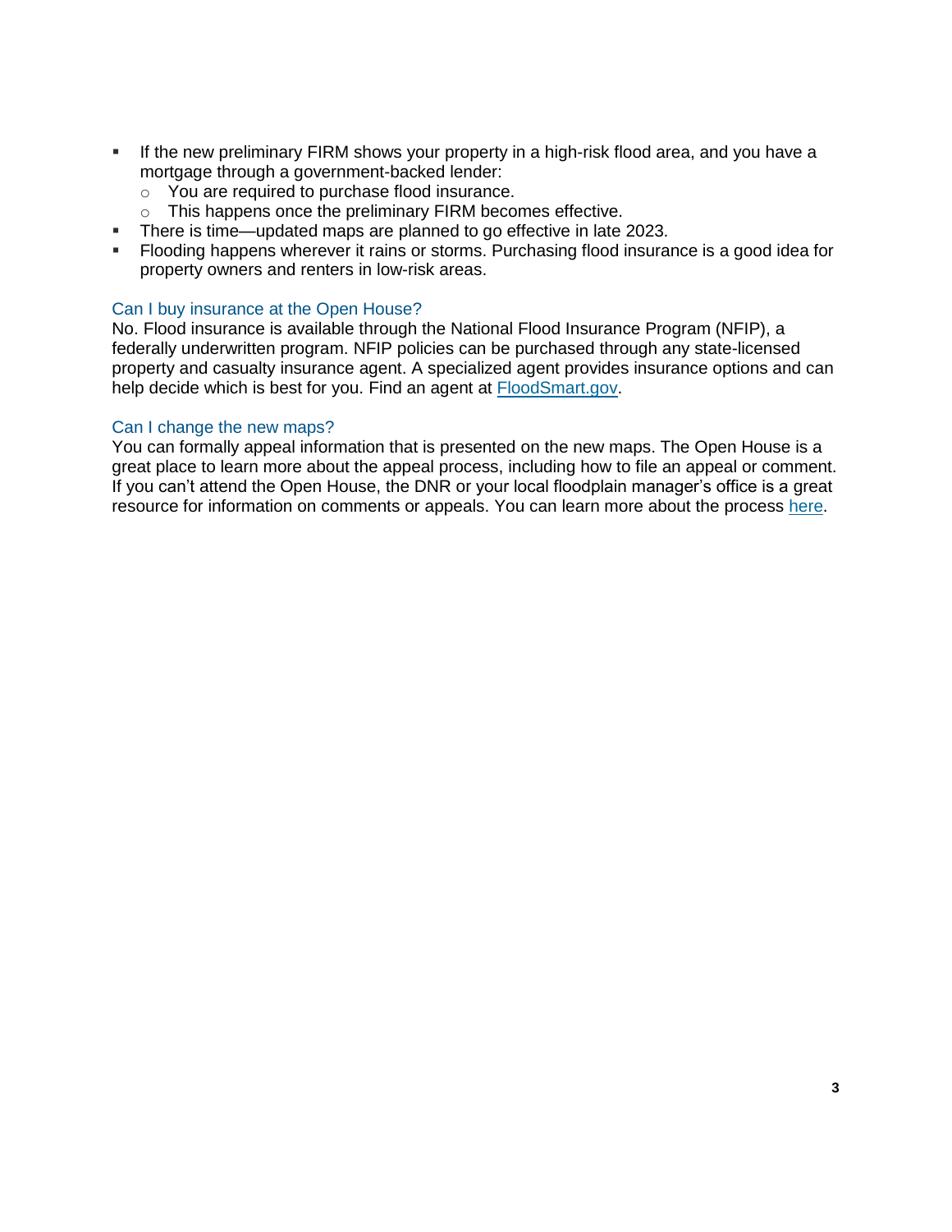- If the new preliminary FIRM shows your property in a high-risk flood area, and you have a mortgage through a government-backed lender:
  - You are required to purchase flood insurance.
  - This happens once the preliminary FIRM becomes effective.
- There is time—updated maps are planned to go effective in late 2023.
- Flooding happens wherever it rains or storms. Purchasing flood insurance is a good idea for property owners and renters in low-risk areas.

### Can I buy insurance at the Open House?

No. Flood insurance is available through the National Flood Insurance Program (NFIP), a federally underwritten program. NFIP policies can be purchased through any state-licensed property and casualty insurance agent. A specialized agent provides insurance options and can help decide which is best for you. Find an agent at FloodSmart.gov.

### Can I change the new maps?

You can formally appeal information that is presented on the new maps. The Open House is a great place to learn more about the appeal process, including how to file an appeal or comment. If you can't attend the Open House, the DNR or your local floodplain manager's office is a great resource for information on comments or appeals. You can learn more about the process here.